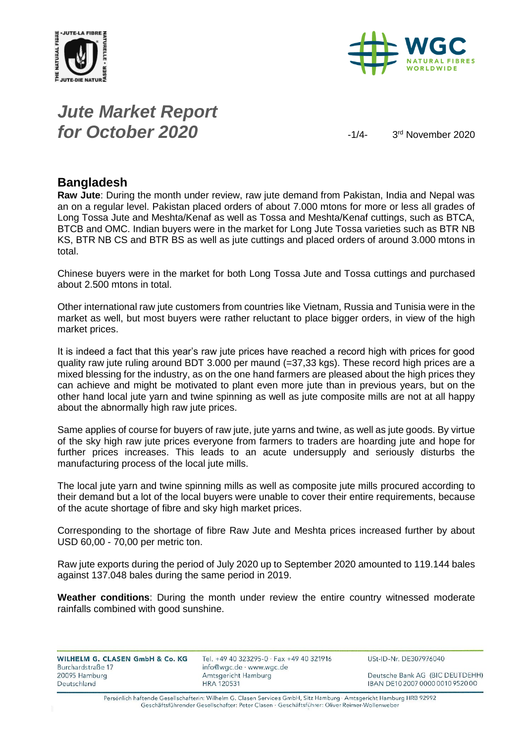# Jute Market Report for October 2020

3rd November 2020

## Bangladesh

**Raw Jute**: During the month under review, raw jute demand from Pakistan, India and Nepal was an on a regular level. Pakistan placed orders of about 7.000 mtons for more or less all grades of Long Tossa Jute and Meshta/Kenaf as well as Tossa and Meshta/Kenaf cuttings, such as BTCA, BTCB and OMC. Indian buyers were in the market for Long Jute Tossa varieties such as BTR NB KS, BTR NB CS and BTR BS as well as jute cuttings and placed orders of around 3.000 mtons in total.

Chinese buyers were in the market for both Long Tossa Jute and Tossa cuttings and purchased about 2.500 mtons in total.

Other international raw jute customers from countries like Vietnam, Russia and Tunisia were in the market as well, but most buyers were rather reluctant to place bigger orders, in view of the high market prices.

It is indeed a fact that this year's raw jute prices have reached a record high with prices for good quality raw jute ruling around BDT 3.000 per maund (=37,33 kgs). These record high prices are a mixed blessing for the industry, as on the one hand farmers are pleased about the high prices they can achieve and might be motivated to plant even more jute than in previous years, but on the other hand local jute yarn and twine spinning as well as jute composite mills are not at all happy about the abnormally high raw jute prices.

Same applies of course for buyers of raw jute, jute yarns and twine, as well as jute goods. By virtue of the sky high raw jute prices everyone from farmers to traders are hoarding jute and hope for further prices increases. This leads to an acute undersupply and seriously disturbs the manufacturing process of the local jute mills.

The local jute yarn and twine spinning mills as well as composite jute mills procured according to their demand but a lot of the local buyers were unable to cover their entire requirements, because of the acute shortage of fibre and sky high market prices.

Corresponding to the shortage of fibre Raw Jute and Meshta prices increased further by about USD 60,00 - 70,00 per metric ton.

Raw jute exports during the period of July 2020 up to September 2020 amounted to 119.144 bales against 137.048 bales during the same period in 2019.

**Weather conditions**: During the month under review the entire country witnessed moderate rainfalls combined with good sunshine.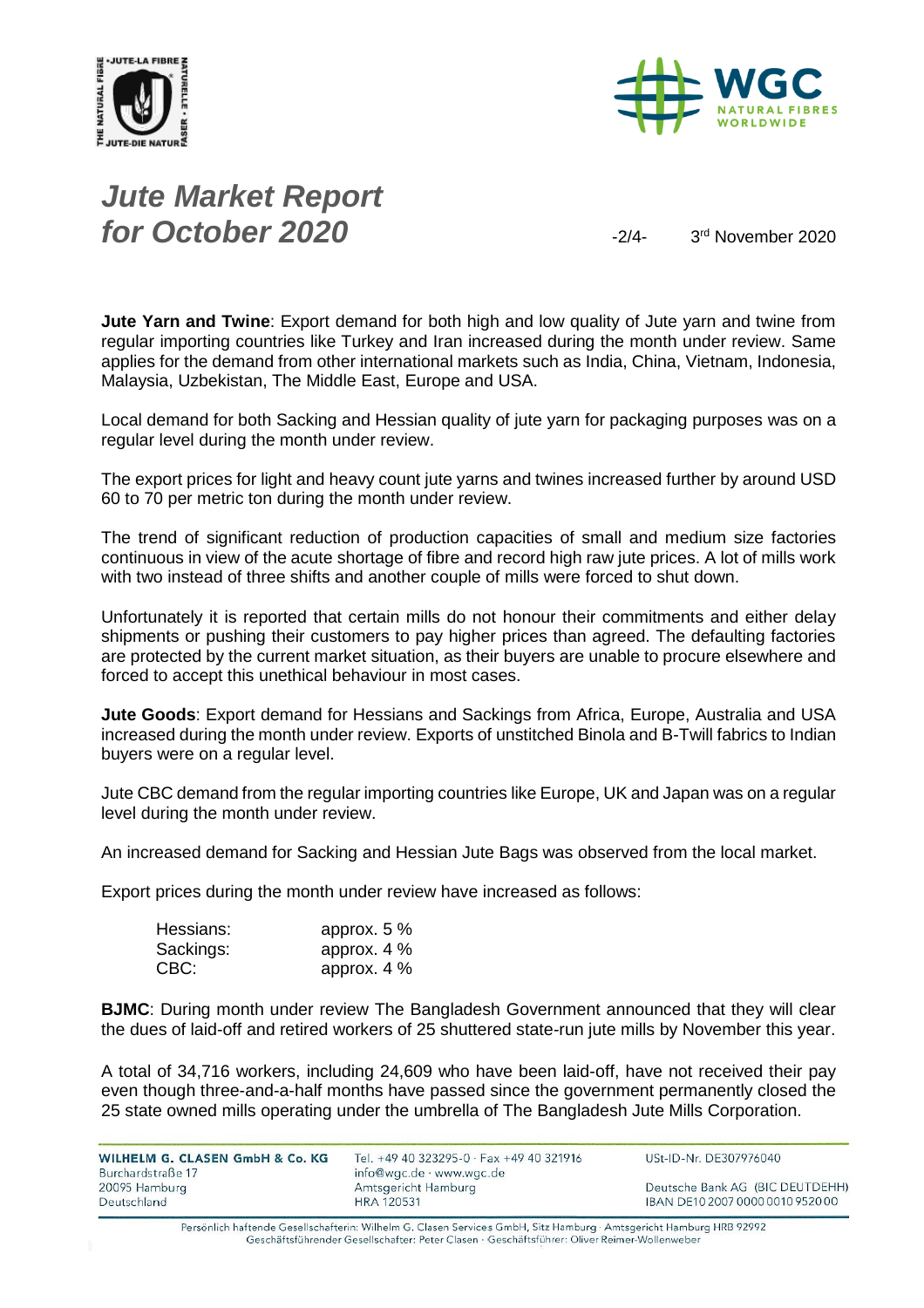# *Jute Market Report for October 2020*

3rd November 2020

**Jute Yarn and Twine**: Export demand for both high and low quality of Jute yarn and twine from regular importing countries like Turkey and Iran increased during the month under review. Same applies for the demand from other international markets such as India, China, Vietnam, Indonesia, Malaysia, Uzbekistan, The Middle East, Europe and USA.

Local demand for both Sacking and Hessian quality of jute yarn for packaging purposes was on a regular level during the month under review.

The export prices for light and heavy count jute yarns and twines increased further by around USD 60 to 70 per metric ton during the month under review.

The trend of significant reduction of production capacities of small and medium size factories continuous in view of the acute shortage of fibre and record high raw jute prices. A lot of mills work with two instead of three shifts and another couple of mills were forced to shut down.

Unfortunately it is reported that certain mills do not honour their commitments and either delay shipments or pushing their customers to pay higher prices than agreed. The defaulting factories are protected by the current market situation, as their buyers are unable to procure elsewhere and forced to accept this unethical behaviour in most cases.

**Jute Goods**: Export demand for Hessians and Sackings from Africa, Europe, Australia and USA increased during the month under review. Exports of unstitched Binola and B-Twill fabrics to Indian buyers were on a regular level.

Jute CBC demand from the regular importing countries like Europe, UK and Japan was on a regular level during the month under review.

An increased demand for Sacking and Hessian Jute Bags was observed from the local market.

Export prices during the month under review have increased as follows:

| | |
|---|---|
| Hessians: | approx. 5 % |
| Sackings: | approx. 4 % |
| CBC: | approx. 4 % |

**BJMC**: During month under review The Bangladesh Government announced that they will clear the dues of laid-off and retired workers of 25 shuttered state-run jute mills by November this year.

A total of 34,716 workers, including 24,609 who have been laid-off, have not received their pay even though three-and-a-half months have passed since the government permanently closed the 25 state owned mills operating under the umbrella of The Bangladesh Jute Mills Corporation.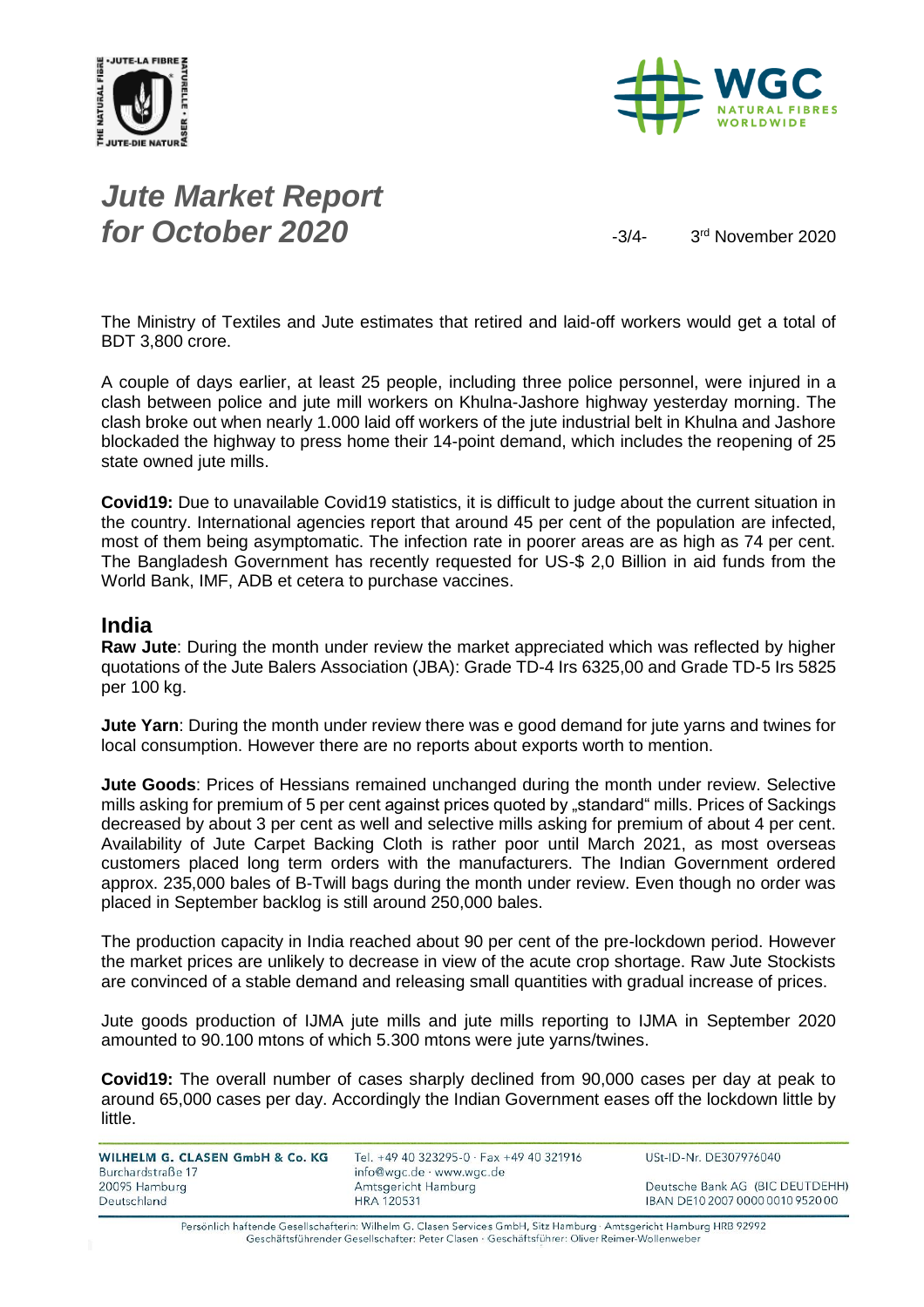The Ministry of Textiles and Jute estimates that retired and laid-off workers would get a total of BDT 3,800 crore.

A couple of days earlier, at least 25 people, including three police personnel, were injured in a clash between police and jute mill workers on Khulna-Jashore highway yesterday morning. The clash broke out when nearly 1.000 laid off workers of the jute industrial belt in Khulna and Jashore blockaded the highway to press home their 14-point demand, which includes the reopening of 25 state owned jute mills.

**Covid19:** Due to unavailable Covid19 statistics, it is difficult to judge about the current situation in the country. International agencies report that around 45 per cent of the population are infected, most of them being asymptomatic. The infection rate in poorer areas are as high as 74 per cent. The Bangladesh Government has recently requested for US-$ 2,0 Billion in aid funds from the World Bank, IMF, ADB et cetera to purchase vaccines.

## India

**Raw Jute**: During the month under review the market appreciated which was reflected by higher quotations of the Jute Balers Association (JBA): Grade TD-4 Irs 6325,00 and Grade TD-5 Irs 5825 per 100 kg.

**Jute Yarn**: During the month under review there was e good demand for jute yarns and twines for local consumption. However there are no reports about exports worth to mention.

**Jute Goods**: Prices of Hessians remained unchanged during the month under review. Selective mills asking for premium of 5 per cent against prices quoted by „standard" mills. Prices of Sackings decreased by about 3 per cent as well and selective mills asking for premium of about 4 per cent. Availability of Jute Carpet Backing Cloth is rather poor until March 2021, as most overseas customers placed long term orders with the manufacturers. The Indian Government ordered approx. 235,000 bales of B-Twill bags during the month under review. Even though no order was placed in September backlog is still around 250,000 bales.

The production capacity in India reached about 90 per cent of the pre-lockdown period. However the market prices are unlikely to decrease in view of the acute crop shortage. Raw Jute Stockists are convinced of a stable demand and releasing small quantities with gradual increase of prices.

Jute goods production of IJMA jute mills and jute mills reporting to IJMA in September 2020 amounted to 90.100 mtons of which 5.300 mtons were jute yarns/twines.

**Covid19:** The overall number of cases sharply declined from 90,000 cases per day at peak to around 65,000 cases per day. Accordingly the Indian Government eases off the lockdown little by little.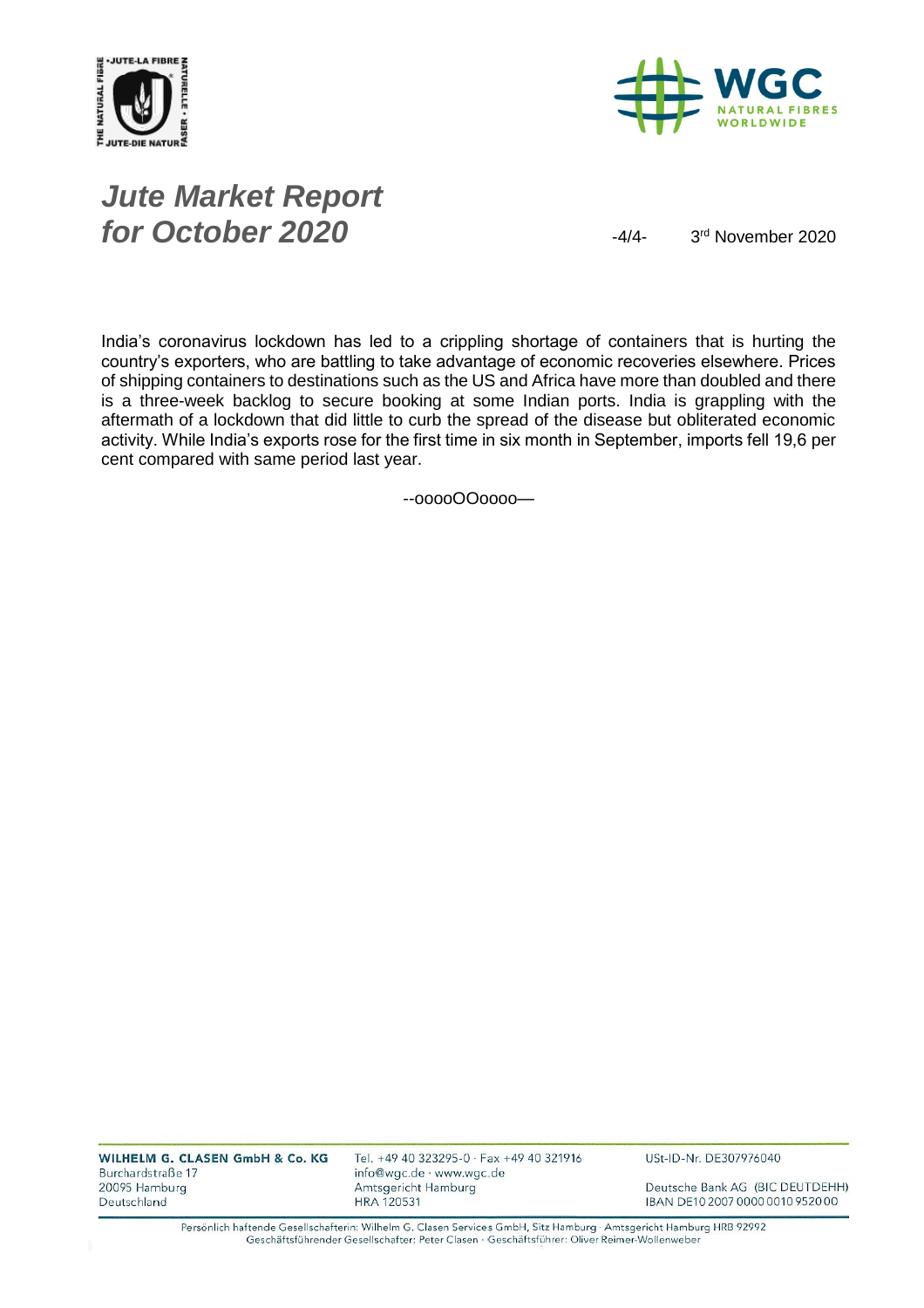India's coronavirus lockdown has led to a crippling shortage of containers that is hurting the country's exporters, who are battling to take advantage of economic recoveries elsewhere. Prices of shipping containers to destinations such as the US and Africa have more than doubled and there is a three-week backlog to secure booking at some Indian ports. India is grappling with the aftermath of a lockdown that did little to curb the spread of the disease but obliterated economic activity. While India's exports rose for the first time in six month in September, imports fell 19,6 per cent compared with same period last year.

--ooooOOoooo—